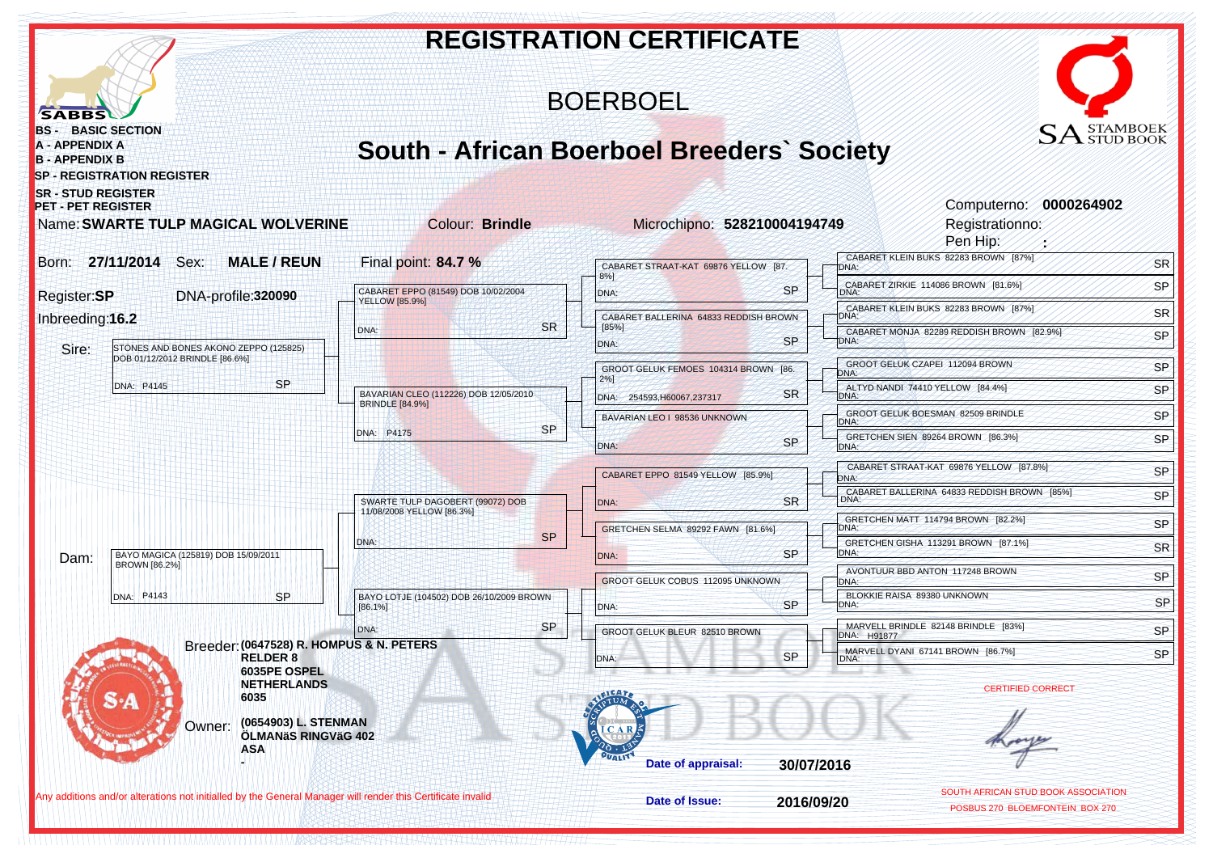# REGISTRATION CERTIFICATE

## BOERBOEL

## South - African Boerboel Breeders` Society

SABBS

BS - BASIC SECTION
A - APPENDIX A
B - APPENDIX B
SP - REGISTRATION REGISTER
SR - STUD REGISTER
PET - PET REGISTER

SA STAMBOEK STUD BOOK

Computerno: **0000264902**
Registrationno:
Pen Hip: **:**

Name: **SWARTE TULP MAGICAL WOLVERINE**    Colour: **Brindle**    Microchipno: **528210004194749**

Born: **27/11/2014**    Sex: **MALE / REUN**    Final point: **84.7 %**

Register: **SP**    DNA-profile: **320090**

Inbreeding: **16.2**

### Pedigree

**Sire:** STONES AND BONES AKONO ZEPPO (125825) DOB 01/12/2012 BRINDLE [86.6%] — DNA: P4145 — SP

- CABARET EPPO (81549) DOB 10/02/2004 YELLOW [85.9%] — DNA: — SR
  - CABARET STRAAT-KAT 69876 YELLOW [87.8%] — DNA: — SP
    - CABARET KLEIN BUKS 82283 BROWN [87%] — DNA: — SR
    - CABARET ZIRKIE 114086 BROWN [81.6%] — DNA: — SP
  - CABARET BALLERINA 64833 REDDISH BROWN [85%] — DNA: — SP
    - CABARET KLEIN BUKS 82283 BROWN [87%] — DNA: — SR
    - CABARET MONJA 82289 REDDISH BROWN [82.9%] — DNA: — SP
- BAVARIAN CLEO (112226) DOB 12/05/2010 BRINDLE [84.9%] — DNA: P4175 — SP
  - GROOT GELUK FEMOES 104314 BROWN [86.2%] — DNA: 254593,H60067,237317 — SR
    - GROOT GELUK CZAPEI 112094 BROWN — DNA: — SP
    - ALTYD NANDI 74410 YELLOW [84.4%] — DNA: — SP
  - BAVARIAN LEO I 98536 UNKNOWN — DNA: — SP
    - GROOT GELUK BOESMAN 82509 BRINDLE — DNA: — SP
    - GRETCHEN SIEN 89264 BROWN [86.3%] — DNA: — SP

**Dam:** BAYO MAGICA (125819) DOB 15/09/2011 BROWN [86.2%] — DNA: P4143 — SP

- SWARTE TULP DAGOBERT (99072) DOB 11/08/2008 YELLOW [86.3%] — DNA: — SP
  - CABARET EPPO 81549 YELLOW [85.9%] — DNA: — SR
    - CABARET STRAAT-KAT 69876 YELLOW [87.8%] — DNA: — SP
    - CABARET BALLERINA 64833 REDDISH BROWN [85%] — DNA: — SP
  - GRETCHEN SELMA 89292 FAWN [81.6%] — DNA: — SP
    - GRETCHEN MATT 114794 BROWN [82.2%] — DNA: — SP
    - GRETCHEN GISHA 113291 BROWN [87.1%] — DNA: — SR
- BAYO LOTJE (104502) DOB 26/10/2009 BROWN [86.1%] — DNA: — SP
  - GROOT GELUK COBUS 112095 UNKNOWN — DNA: — SP
    - AVONTUUR BBD ANTON 117248 BROWN — DNA: — SP
    - BLOKKIE RAISA 89380 UNKNOWN — DNA: — SP
  - GROOT GELUK BLEUR 82510 BROWN — DNA: — SP
    - MARVELL BRINDLE 82148 BRINDLE [83%] — DNA: H91877 — SP
    - MARVELL DYANI 67141 BROWN [86.7%] — DNA: — SP

Breeder: **(0647528) R. HOMPUS & N. PETERS**
**RELDER 8**
**6035PE OSPEL**
**NETHERLANDS**
**6035**

Owner: **(0654903) L. STENMAN**
**ÖLMANäS RINGVäG 402**
**ASA**
**-**

Date of appraisal: **30/07/2016**

Date of Issue: **2016/09/20**

CERTIFIED CORRECT

SOUTH AFRICAN STUD BOOK ASSOCIATION
POSBUS 270 BLOEMFONTEIN BOX 270

Any additions and/or alterations not initialled by the General Manager will render this Certificate invalid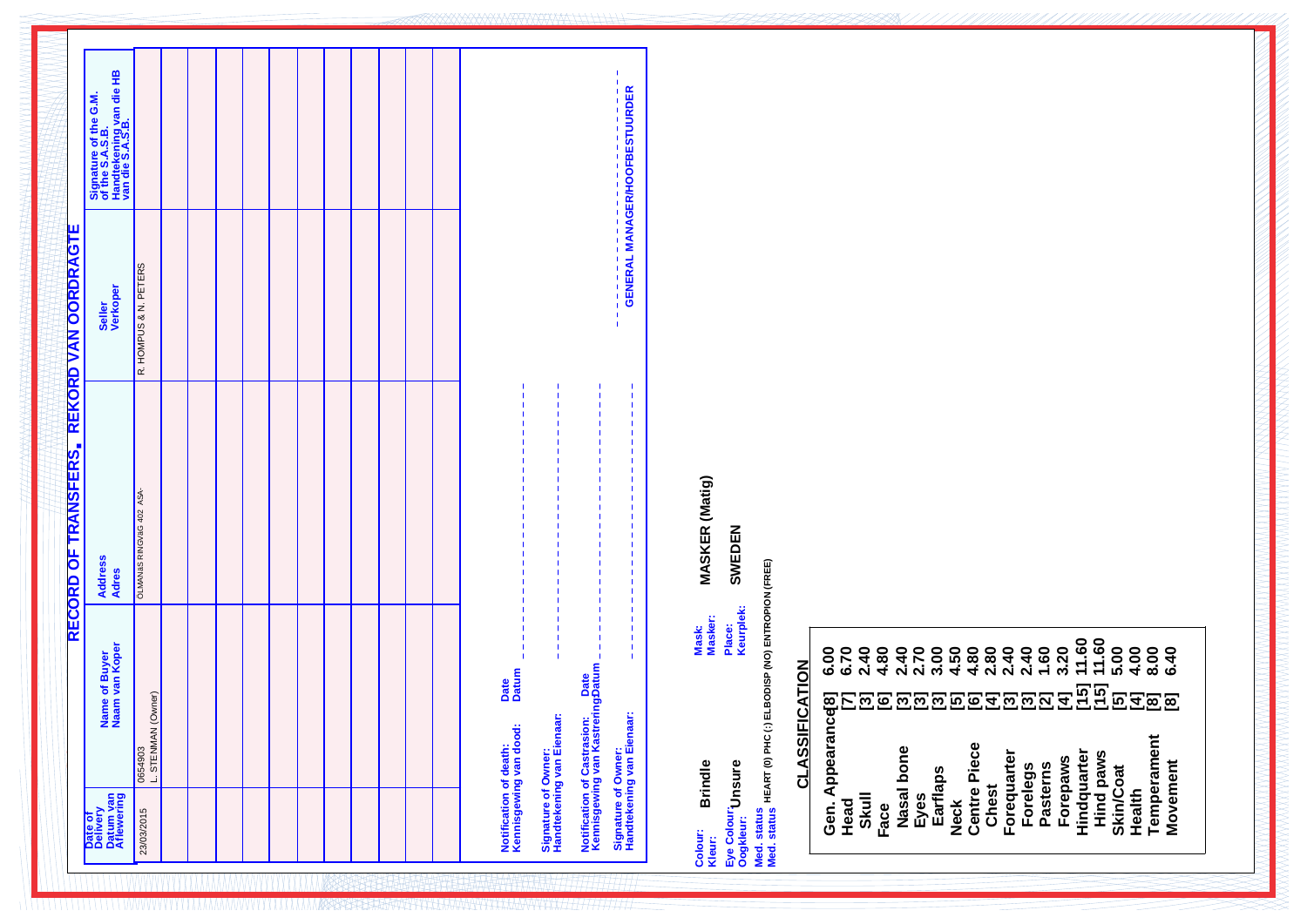# RECORD OF TRANSFERS. REKORD VAN OORDRAGTE

| Date of Delivery / Datum van Aflewering | Name of Buyer / Naam van Koper | Address / Adres | Seller / Verkoper | Signature of the G.M. of the S.A.S.B. / Handtekening van die HB van die S.A.S.B. |
|---|---|---|---|---|
| 23/03/2015 | 0654903 L. STENMAN (Owner) | OLMANäS RINGVäG 402 ASA- | R. HOMPUS & N. PETERS | |
| | | | | |
| | | | | |
| | | | | |
| | | | | |
| | | | | |
| | | | | |
| | | | | |
| | | | | |
| | | | | |
| | | | | |
| | | | | |

Notification of death: / Kennisgewing van dood: Date / Datum ------------------

Signature of Owner: / Handtekening van Eienaar: ------------------

Notification of Castrasion: / Kennisgewing van Kastrering Date / Datum ------------------

Signature of Owner: / Handtekening van Eienaar: ------------------ ------------------

GENERAL MANAGER/HOOFBESTUURDER

Colour: / Kleur: Brindle

Mask: / Masker: MASKER (Matig)

Eye Colour: / Oogkleur: Unsure

Place: / Keurplek: SWEDEN

Med. status / Med. status HEART (0) PHC (-) ELBODISP (NO) ENTROPION (FREE)

## CLASSIFICATION

| | | |
|---|---|---|
| Gen. Appearance | [8] | 6.00 |
| Head | [7] | 6.70 |
| Skull | [3] | 2.40 |
| Face | [6] | 4.80 |
| Nasal bone | [3] | 2.40 |
| Eyes | [3] | 2.70 |
| Earflaps | [3] | 3.00 |
| Neck | [5] | 4.50 |
| Centre Piece | [6] | 4.80 |
| Chest | [4] | 2.80 |
| Forequarter | [3] | 2.40 |
| Forelegs | [3] | 2.40 |
| Pasterns | [2] | 1.60 |
| Forepaws | [4] | 3.20 |
| Hindquarter | [15] | 11.60 |
| Hind paws | [15] | 11.60 |
| Skin/Coat | [5] | 5.00 |
| Health | [4] | 4.00 |
| Temperament | [8] | 8.00 |
| Movement | [8] | 6.40 |